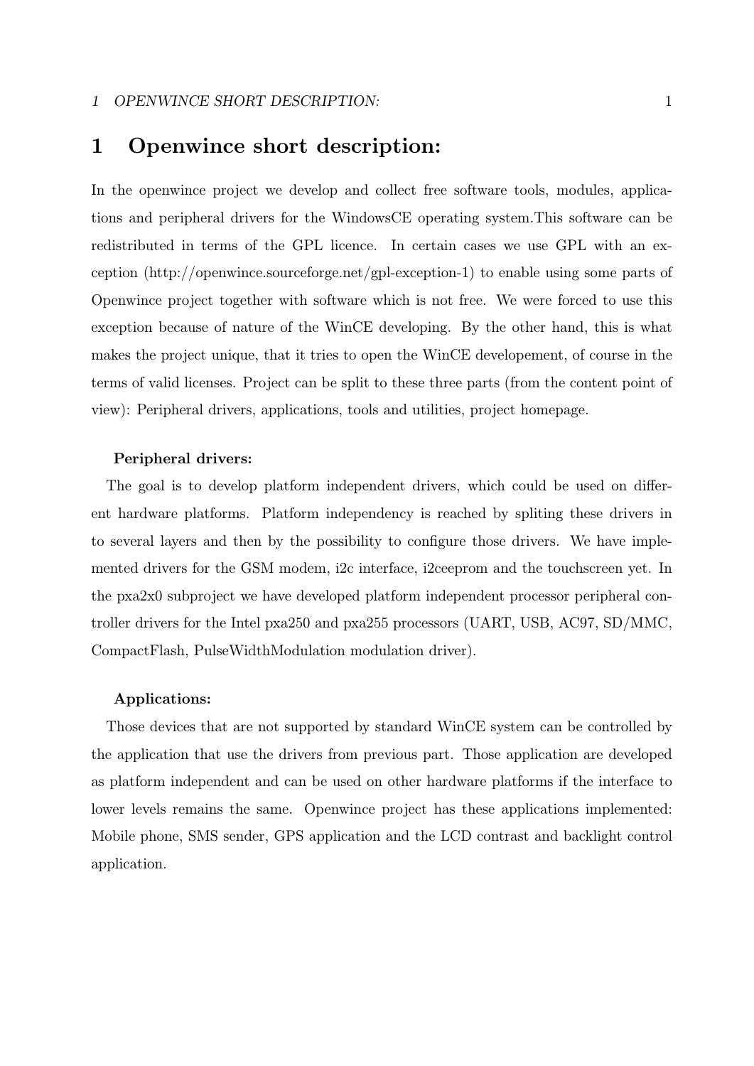# 1 Openwince short description:

In the openwince project we develop and collect free software tools, modules, applications and peripheral drivers for the WindowsCE operating system.This software can be redistributed in terms of the GPL licence. In certain cases we use GPL with an exception (http://openwince.sourceforge.net/gpl-exception-1) to enable using some parts of Openwince project together with software which is not free. We were forced to use this exception because of nature of the WinCE developing. By the other hand, this is what makes the project unique, that it tries to open the WinCE developement, of course in the terms of valid licenses. Project can be split to these three parts (from the content point of view): Peripheral drivers, applications, tools and utilities, project homepage.

**Peripheral drivers:**

The goal is to develop platform independent drivers, which could be used on different hardware platforms. Platform independency is reached by spliting these drivers in to several layers and then by the possibility to configure those drivers. We have implemented drivers for the GSM modem, i2c interface, i2ceeprom and the touchscreen yet. In the pxa2x0 subproject we have developed platform independent processor peripheral controller drivers for the Intel pxa250 and pxa255 processors (UART, USB, AC97, SD/MMC, CompactFlash, PulseWidthModulation modulation driver).

**Applications:**

Those devices that are not supported by standard WinCE system can be controlled by the application that use the drivers from previous part. Those application are developed as platform independent and can be used on other hardware platforms if the interface to lower levels remains the same. Openwince project has these applications implemented: Mobile phone, SMS sender, GPS application and the LCD contrast and backlight control application.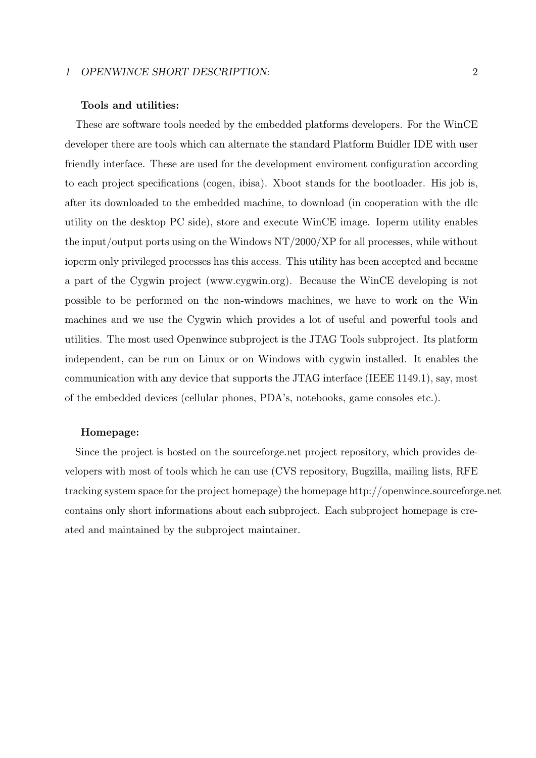**Tools and utilities:**

These are software tools needed by the embedded platforms developers. For the WinCE developer there are tools which can alternate the standard Platform Buidler IDE with user friendly interface. These are used for the development enviroment configuration according to each project specifications (cogen, ibisa). Xboot stands for the bootloader. His job is, after its downloaded to the embedded machine, to download (in cooperation with the dlc utility on the desktop PC side), store and execute WinCE image. Ioperm utility enables the input/output ports using on the Windows NT/2000/XP for all processes, while without ioperm only privileged processes has this access. This utility has been accepted and became a part of the Cygwin project (www.cygwin.org). Because the WinCE developing is not possible to be performed on the non-windows machines, we have to work on the Win machines and we use the Cygwin which provides a lot of useful and powerful tools and utilities. The most used Openwince subproject is the JTAG Tools subproject. Its platform independent, can be run on Linux or on Windows with cygwin installed. It enables the communication with any device that supports the JTAG interface (IEEE 1149.1), say, most of the embedded devices (cellular phones, PDA's, notebooks, game consoles etc.).

**Homepage:**

Since the project is hosted on the sourceforge.net project repository, which provides developers with most of tools which he can use (CVS repository, Bugzilla, mailing lists, RFE tracking system space for the project homepage) the homepage http://openwince.sourceforge.net contains only short informations about each subproject. Each subproject homepage is created and maintained by the subproject maintainer.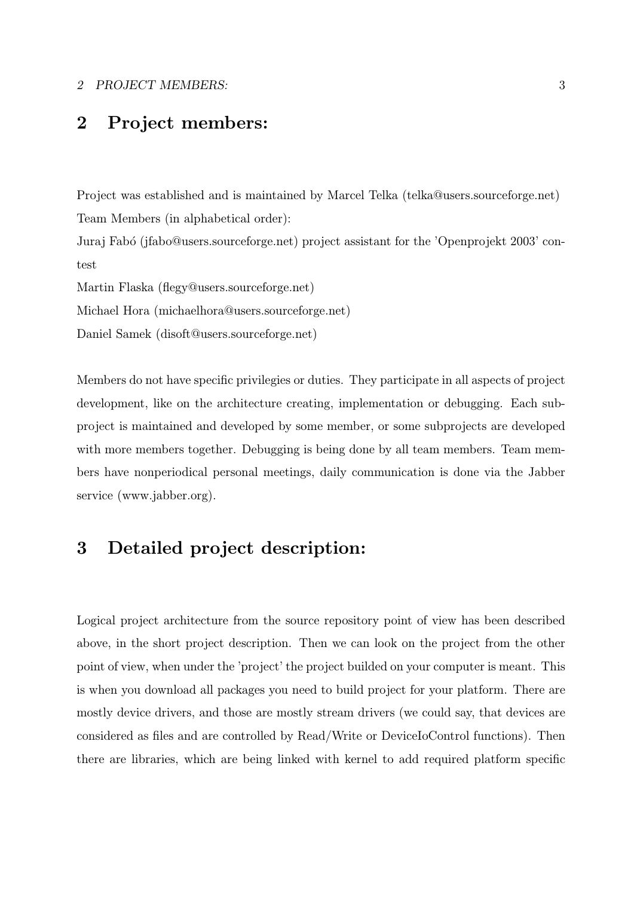## 2 Project members:

Project was established and is maintained by Marcel Telka (telka@users.sourceforge.net)

Team Members (in alphabetical order):

Juraj Fabó (jfabo@users.sourceforge.net) project assistant for the 'Openprojekt 2003' contest

Martin Flaska (flegy@users.sourceforge.net)

Michael Hora (michaelhora@users.sourceforge.net)

Daniel Samek (disoft@users.sourceforge.net)

Members do not have specific privilegies or duties. They participate in all aspects of project development, like on the architecture creating, implementation or debugging. Each subproject is maintained and developed by some member, or some subprojects are developed with more members together. Debugging is being done by all team members. Team members have nonperiodical personal meetings, daily communication is done via the Jabber service (www.jabber.org).

## 3 Detailed project description:

Logical project architecture from the source repository point of view has been described above, in the short project description. Then we can look on the project from the other point of view, when under the 'project' the project builded on your computer is meant. This is when you download all packages you need to build project for your platform. There are mostly device drivers, and those are mostly stream drivers (we could say, that devices are considered as files and are controlled by Read/Write or DeviceIoControl functions). Then there are libraries, which are being linked with kernel to add required platform specific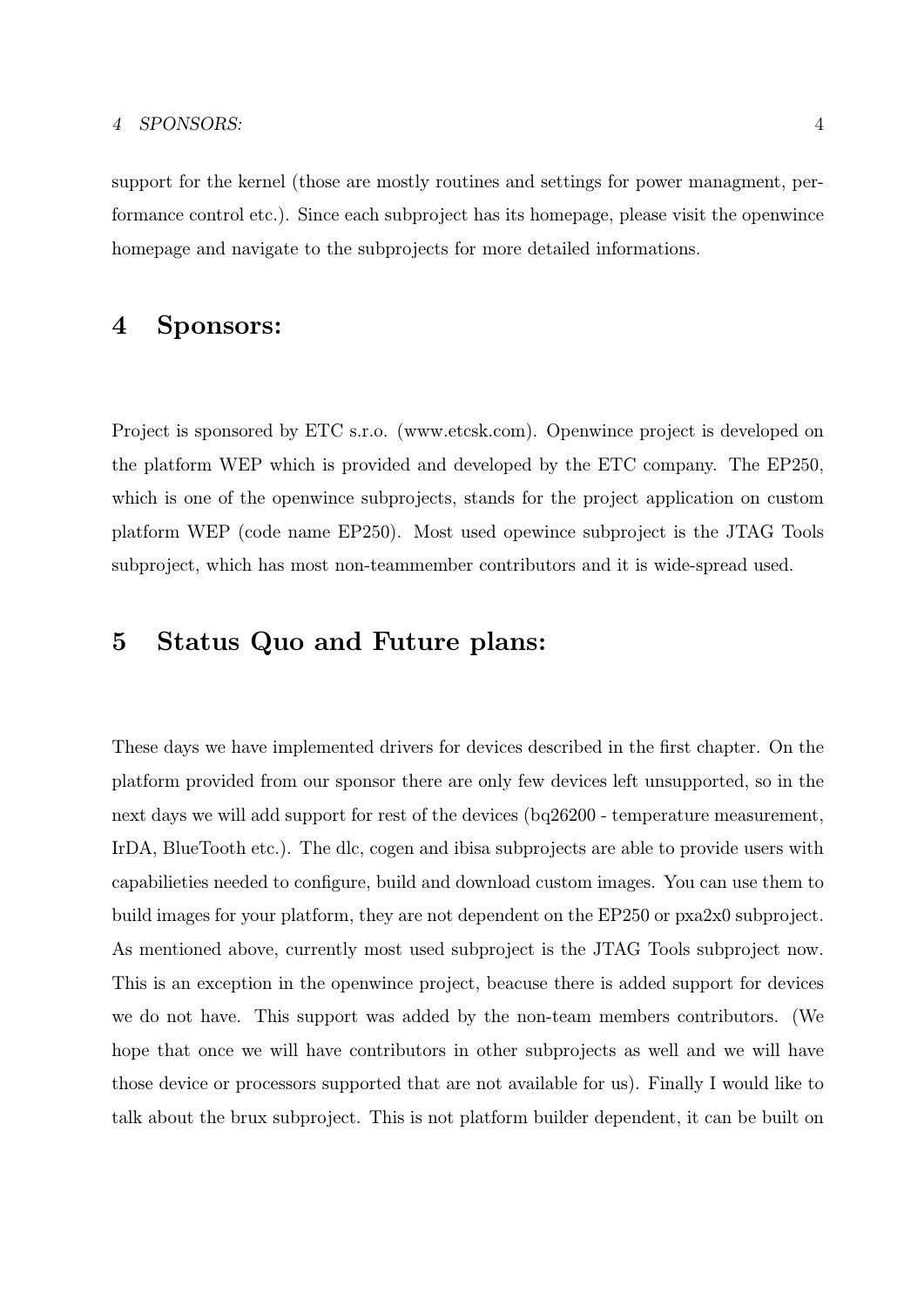support for the kernel (those are mostly routines and settings for power managment, performance control etc.). Since each subproject has its homepage, please visit the openwince homepage and navigate to the subprojects for more detailed informations.

# 4 Sponsors:

Project is sponsored by ETC s.r.o. (www.etcsk.com). Openwince project is developed on the platform WEP which is provided and developed by the ETC company. The EP250, which is one of the openwince subprojects, stands for the project application on custom platform WEP (code name EP250). Most used opewince subproject is the JTAG Tools subproject, which has most non-teammember contributors and it is wide-spread used.

# 5 Status Quo and Future plans:

These days we have implemented drivers for devices described in the first chapter. On the platform provided from our sponsor there are only few devices left unsupported, so in the next days we will add support for rest of the devices (bq26200 - temperature measurement, IrDA, BlueTooth etc.). The dlc, cogen and ibisa subprojects are able to provide users with capabilieties needed to configure, build and download custom images. You can use them to build images for your platform, they are not dependent on the EP250 or pxa2x0 subproject. As mentioned above, currently most used subproject is the JTAG Tools subproject now. This is an exception in the openwince project, beacuse there is added support for devices we do not have. This support was added by the non-team members contributors. (We hope that once we will have contributors in other subprojects as well and we will have those device or processors supported that are not available for us). Finally I would like to talk about the brux subproject. This is not platform builder dependent, it can be built on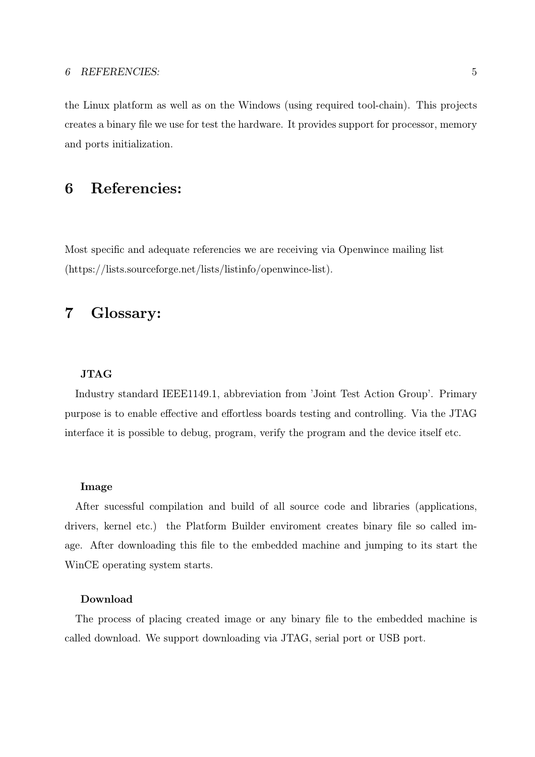the Linux platform as well as on the Windows (using required tool-chain). This projects creates a binary file we use for test the hardware. It provides support for processor, memory and ports initialization.

# 6 Referencies:

Most specific and adequate referencies we are receiving via Openwince mailing list (https://lists.sourceforge.net/lists/listinfo/openwince-list).

# 7 Glossary:

**JTAG**

Industry standard IEEE1149.1, abbreviation from 'Joint Test Action Group'. Primary purpose is to enable effective and effortless boards testing and controlling. Via the JTAG interface it is possible to debug, program, verify the program and the device itself etc.

**Image**

After sucessful compilation and build of all source code and libraries (applications, drivers, kernel etc.) the Platform Builder enviroment creates binary file so called image. After downloading this file to the embedded machine and jumping to its start the WinCE operating system starts.

**Download**

The process of placing created image or any binary file to the embedded machine is called download. We support downloading via JTAG, serial port or USB port.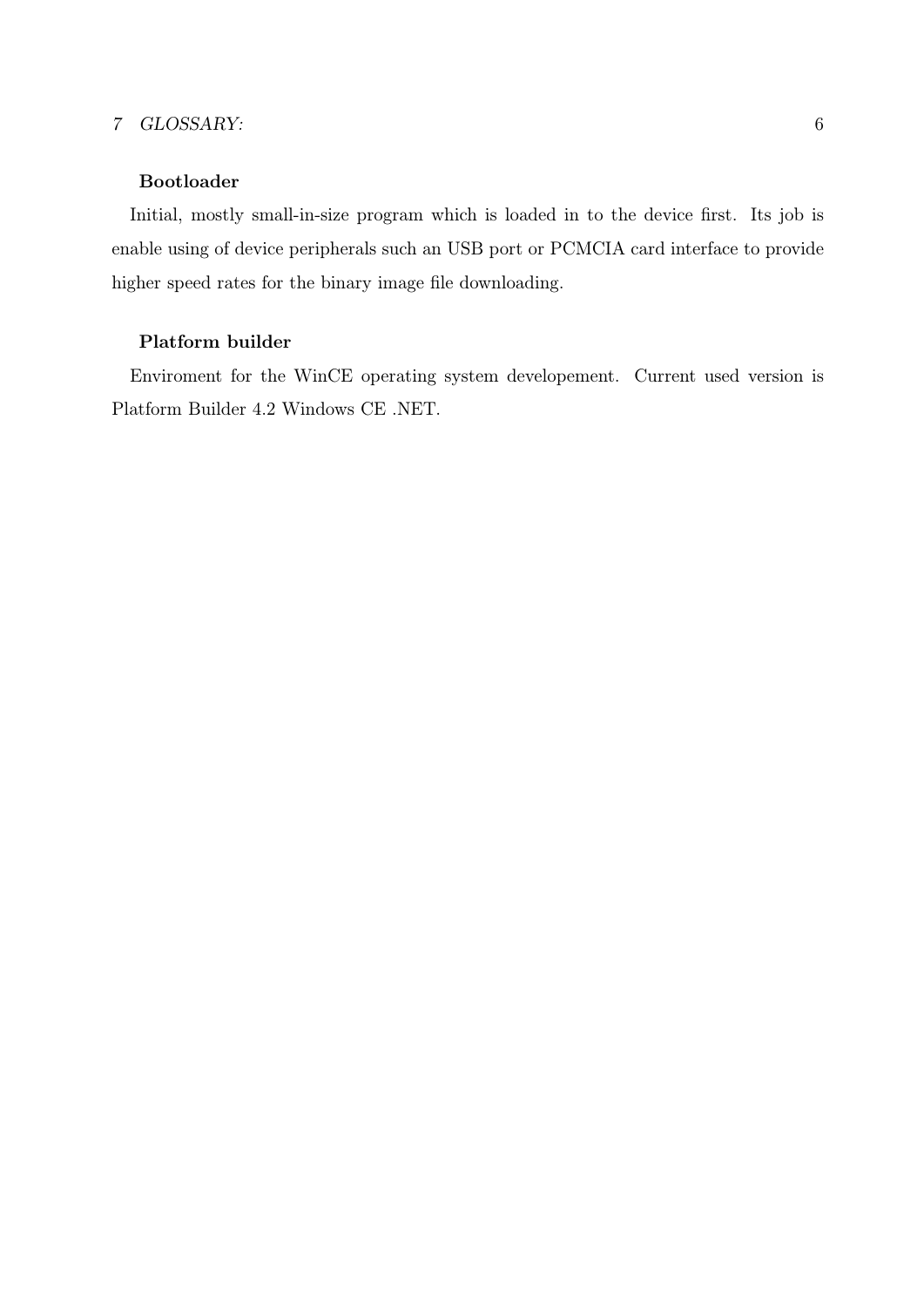**Bootloader**

Initial, mostly small-in-size program which is loaded in to the device first. Its job is enable using of device peripherals such an USB port or PCMCIA card interface to provide higher speed rates for the binary image file downloading.

**Platform builder**

Enviroment for the WinCE operating system developement. Current used version is Platform Builder 4.2 Windows CE .NET.